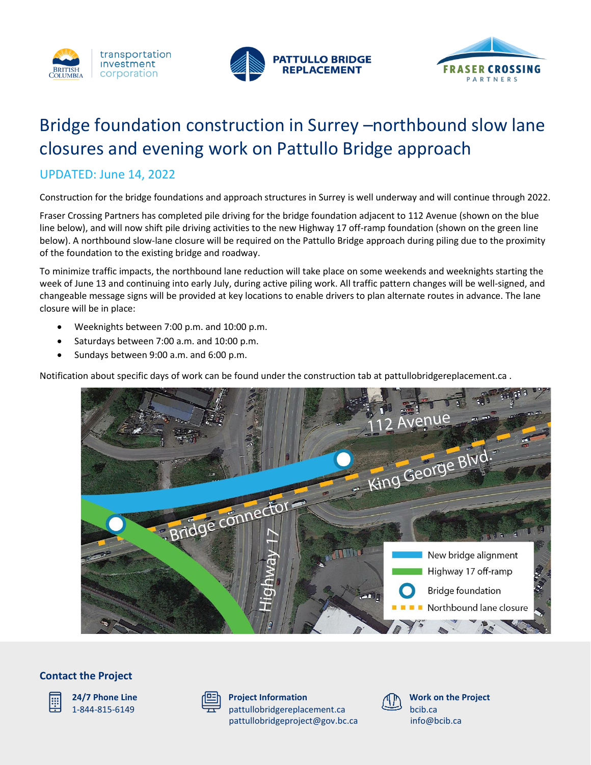# Bridge foundation construction in Surrey –northbound slow lane closures and evening work on Pattullo Bridge approach

## UPDATED: June 14, 2022

Construction for the bridge foundations and approach structures in Surrey is well underway and will continue through 2022.

Fraser Crossing Partners has completed pile driving for the bridge foundation adjacent to 112 Avenue (shown on the blue line below), and will now shift pile driving activities to the new Highway 17 off-ramp foundation (shown on the green line below). A northbound slow-lane closure will be required on the Pattullo Bridge approach during piling due to the proximity of the foundation to the existing bridge and roadway.

To minimize traffic impacts, the northbound lane reduction will take place on some weekends and weeknights starting the week of June 13 and continuing into early July, during active piling work. All traffic pattern changes will be well-signed, and changeable message signs will be provided at key locations to enable drivers to plan alternate routes in advance. The lane closure will be in place:

- Weeknights between 7:00 p.m. and 10:00 p.m.
- Saturdays between 7:00 a.m. and 10:00 p.m.
- Sundays between 9:00 a.m. and 6:00 p.m.

Notification about specific days of work can be found under the construction tab at pattullobridgereplacement.ca .

### Contact the Project

**24/7 Phone Line**
1-844-815-6149

**Project Information**
pattullobridgereplacement.ca
pattullobridgeproject@gov.bc.ca

**Work on the Project**
bcib.ca
info@bcib.ca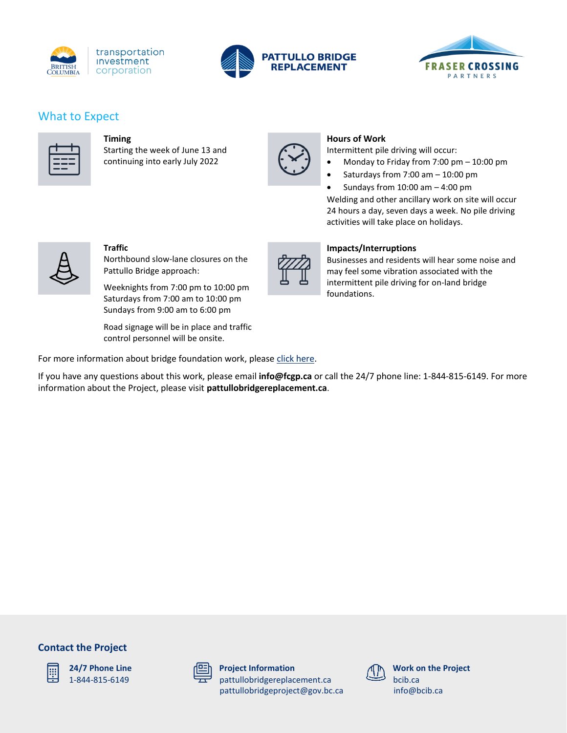## What to Expect

### Timing

Starting the week of June 13 and continuing into early July 2022

### Hours of Work

Intermittent pile driving will occur:

- Monday to Friday from 7:00 pm – 10:00 pm
- Saturdays from 7:00 am – 10:00 pm
- Sundays from 10:00 am – 4:00 pm

Welding and other ancillary work on site will occur 24 hours a day, seven days a week. No pile driving activities will take place on holidays.

### Traffic

Northbound slow-lane closures on the Pattullo Bridge approach:

Weeknights from 7:00 pm to 10:00 pm
Saturdays from 7:00 am to 10:00 pm
Sundays from 9:00 am to 6:00 pm

Road signage will be in place and traffic control personnel will be onsite.

### Impacts/Interruptions

Businesses and residents will hear some noise and may feel some vibration associated with the intermittent pile driving for on-land bridge foundations.

For more information about bridge foundation work, please click here.

If you have any questions about this work, please email **info@fcgp.ca** or call the 24/7 phone line: 1-844-815-6149. For more information about the Project, please visit **pattullobridgereplacement.ca**.

## Contact the Project

**24/7 Phone Line**
1-844-815-6149

**Project Information**
pattullobridgereplacement.ca
pattullobridgeproject@gov.bc.ca

**Work on the Project**
bcib.ca
info@bcib.ca